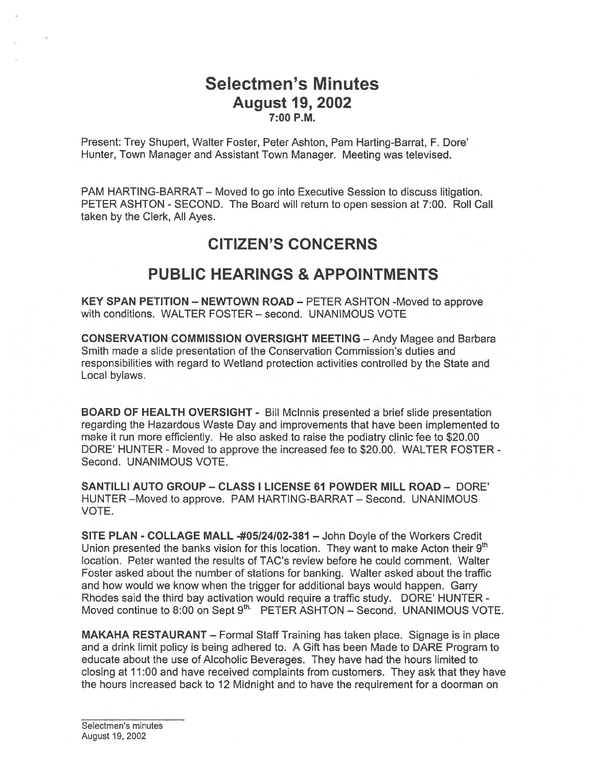# Selectmen's Minutes

## August 19, 2002

### 7:00 P.M.

Present: Trey Shupert, Walter Foster, Peter Ashton, Pam Harting-Barrat, F. Dore' Hunter, Town Manager and Assistant Town Manager. Meeting was televised.

PAM HARTING-BARRAT – Moved to go into Executive Session to discuss litigation. PETER ASHTON - SECOND. The Board will return to open session at 7:00. Roll Call taken by the Clerk, All Ayes.

## CITIZEN'S CONCERNS

## PUBLIC HEARINGS & APPOINTMENTS

**KEY SPAN PETITION – NEWTOWN ROAD –** PETER ASHTON -Moved to approve with conditions. WALTER FOSTER – second. UNANIMOUS VOTE

**CONSERVATION COMMISSION OVERSIGHT MEETING –** Andy Magee and Barbara Smith made a slide presentation of the Conservation Commission's duties and responsibilities with regard to Wetland protection activities controlled by the State and Local bylaws.

**BOARD OF HEALTH OVERSIGHT -** Bill McInnis presented a brief slide presentation regarding the Hazardous Waste Day and improvements that have been implemented to make it run more efficiently. He also asked to raise the podiatry clinic fee to $20.00 DORE' HUNTER - Moved to approve the increased fee to $20.00. WALTER FOSTER - Second. UNANIMOUS VOTE.

**SANTILLI AUTO GROUP – CLASS I LICENSE 61 POWDER MILL ROAD –** DORE' HUNTER –Moved to approve. PAM HARTING-BARRAT – Second. UNANIMOUS VOTE.

**SITE PLAN - COLLAGE MALL -#05/24/02-381 –** John Doyle of the Workers Credit Union presented the banks vision for this location. They want to make Acton their 9th location. Peter wanted the results of TAC's review before he could comment. Walter Foster asked about the number of stations for banking. Walter asked about the traffic and how would we know when the trigger for additional bays would happen. Garry Rhodes said the third bay activation would require a traffic study. DORE' HUNTER - Moved continue to 8:00 on Sept 9th. PETER ASHTON – Second. UNANIMOUS VOTE.

**MAKAHA RESTAURANT –** Formal Staff Training has taken place. Signage is in place and a drink limit policy is being adhered to. A Gift has been Made to DARE Program to educate about the use of Alcoholic Beverages. They have had the hours limited to closing at 11:00 and have received complaints from customers. They ask that they have the hours increased back to 12 Midnight and to have the requirement for a doorman on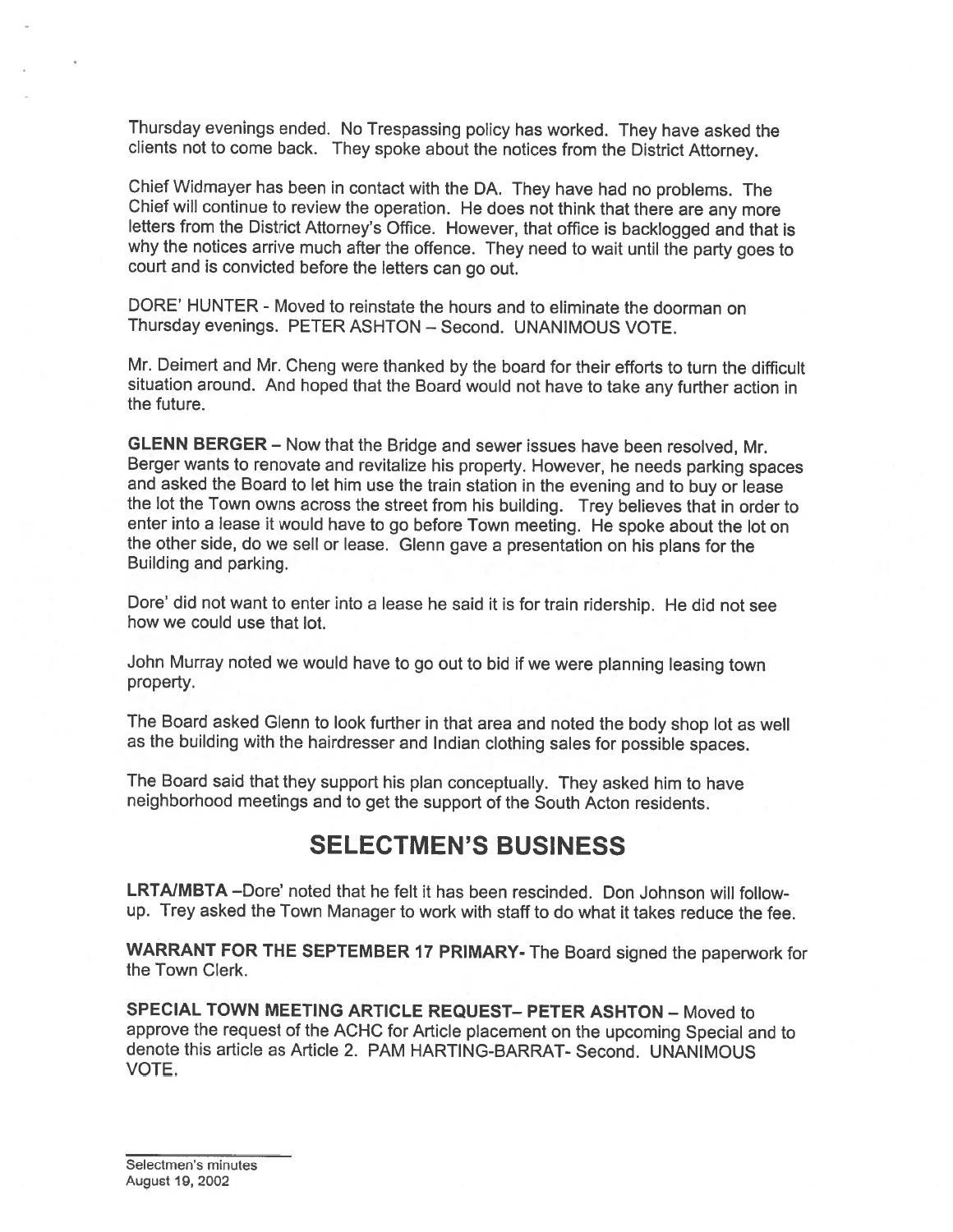Thursday evenings ended. No Trespassing policy has worked. They have asked the clients not to come back. They spoke about the notices from the District Attorney.

Chief Widmayer has been in contact with the DA. They have had no problems. The Chief will continue to review the operation. He does not think that there are any more letters from the District Attorney's Office. However, that office is backlogged and that is why the notices arrive much after the offence. They need to wait until the party goes to court and is convicted before the letters can go out.

DORE' HUNTER - Moved to reinstate the hours and to eliminate the doorman on Thursday evenings. PETER ASHTON – Second. UNANIMOUS VOTE.

Mr. Deimert and Mr. Cheng were thanked by the board for their efforts to turn the difficult situation around. And hoped that the Board would not have to take any further action in the future.

**GLENN BERGER** – Now that the Bridge and sewer issues have been resolved, Mr. Berger wants to renovate and revitalize his property. However, he needs parking spaces and asked the Board to let him use the train station in the evening and to buy or lease the lot the Town owns across the street from his building. Trey believes that in order to enter into a lease it would have to go before Town meeting. He spoke about the lot on the other side, do we sell or lease. Glenn gave a presentation on his plans for the Building and parking.

Dore' did not want to enter into a lease he said it is for train ridership. He did not see how we could use that lot.

John Murray noted we would have to go out to bid if we were planning leasing town property.

The Board asked Glenn to look further in that area and noted the body shop lot as well as the building with the hairdresser and Indian clothing sales for possible spaces.

The Board said that they support his plan conceptually. They asked him to have neighborhood meetings and to get the support of the South Acton residents.

# SELECTMEN'S BUSINESS

**LRTA/MBTA** –Dore' noted that he felt it has been rescinded. Don Johnson will follow-up. Trey asked the Town Manager to work with staff to do what it takes reduce the fee.

**WARRANT FOR THE SEPTEMBER 17 PRIMARY-** The Board signed the paperwork for the Town Clerk.

**SPECIAL TOWN MEETING ARTICLE REQUEST– PETER ASHTON** – Moved to approve the request of the ACHC for Article placement on the upcoming Special and to denote this article as Article 2. PAM HARTING-BARRAT- Second. UNANIMOUS VOTE.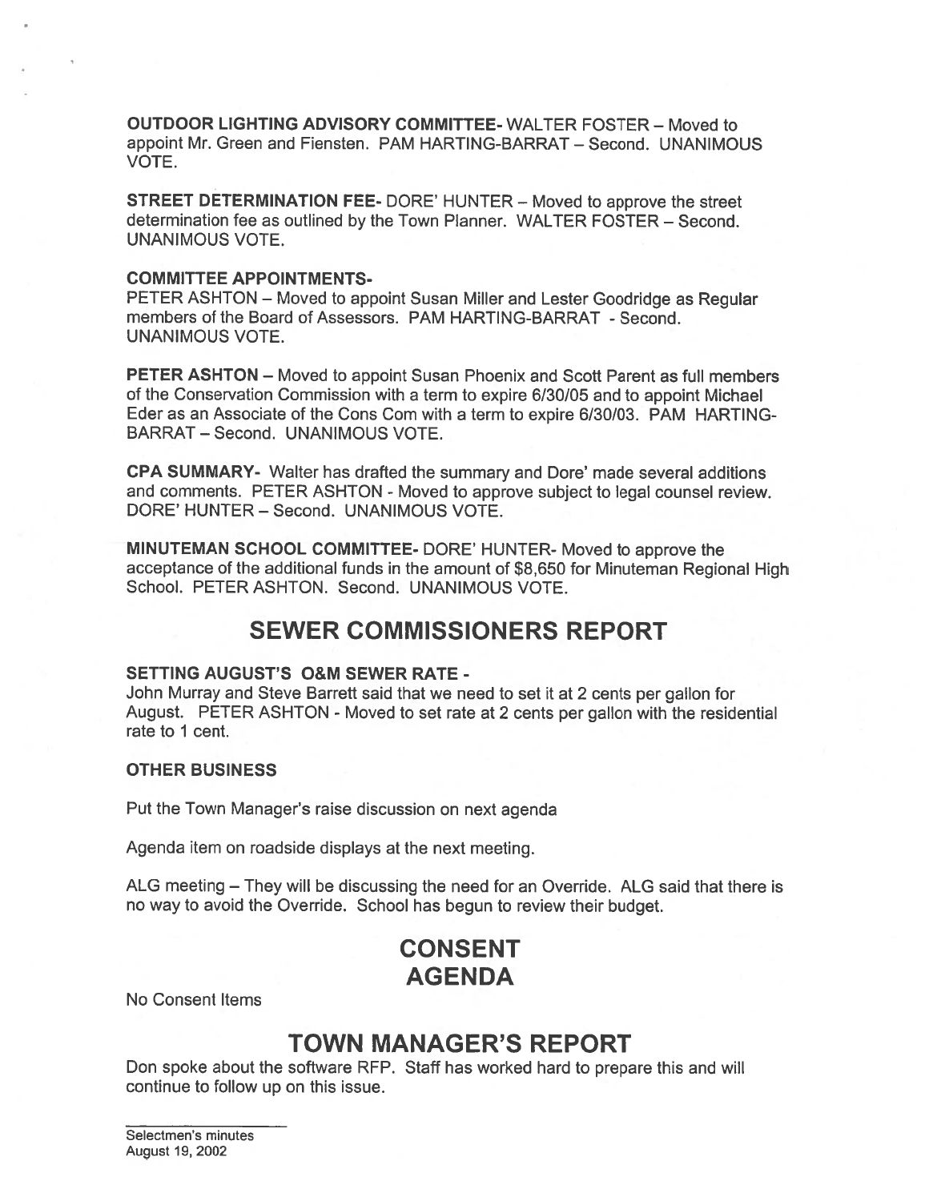**OUTDOOR LIGHTING ADVISORY COMMITTEE-** WALTER FOSTER – Moved to appoint Mr. Green and Fiensten. PAM HARTING-BARRAT – Second. UNANIMOUS VOTE.

**STREET DETERMINATION FEE-** DORE' HUNTER – Moved to approve the street determination fee as outlined by the Town Planner. WALTER FOSTER – Second. UNANIMOUS VOTE.

**COMMITTEE APPOINTMENTS-**

PETER ASHTON – Moved to appoint Susan Miller and Lester Goodridge as Regular members of the Board of Assessors. PAM HARTING-BARRAT - Second. UNANIMOUS VOTE.

**PETER ASHTON** – Moved to appoint Susan Phoenix and Scott Parent as full members of the Conservation Commission with a term to expire 6/30/05 and to appoint Michael Eder as an Associate of the Cons Com with a term to expire 6/30/03. PAM HARTING-BARRAT – Second. UNANIMOUS VOTE.

**CPA SUMMARY-** Walter has drafted the summary and Dore' made several additions and comments. PETER ASHTON - Moved to approve subject to legal counsel review. DORE' HUNTER – Second. UNANIMOUS VOTE.

**MINUTEMAN SCHOOL COMMITTEE-** DORE' HUNTER- Moved to approve the acceptance of the additional funds in the amount of $8,650 for Minuteman Regional High School. PETER ASHTON. Second. UNANIMOUS VOTE.

# SEWER COMMISSIONERS REPORT

**SETTING AUGUST'S O&M SEWER RATE -**

John Murray and Steve Barrett said that we need to set it at 2 cents per gallon for August. PETER ASHTON - Moved to set rate at 2 cents per gallon with the residential rate to 1 cent.

**OTHER BUSINESS**

Put the Town Manager's raise discussion on next agenda

Agenda item on roadside displays at the next meeting.

ALG meeting – They will be discussing the need for an Override. ALG said that there is no way to avoid the Override. School has begun to review their budget.

# CONSENT AGENDA

No Consent Items

# TOWN MANAGER'S REPORT

Don spoke about the software RFP. Staff has worked hard to prepare this and will continue to follow up on this issue.

Selectmen's minutes
August 19, 2002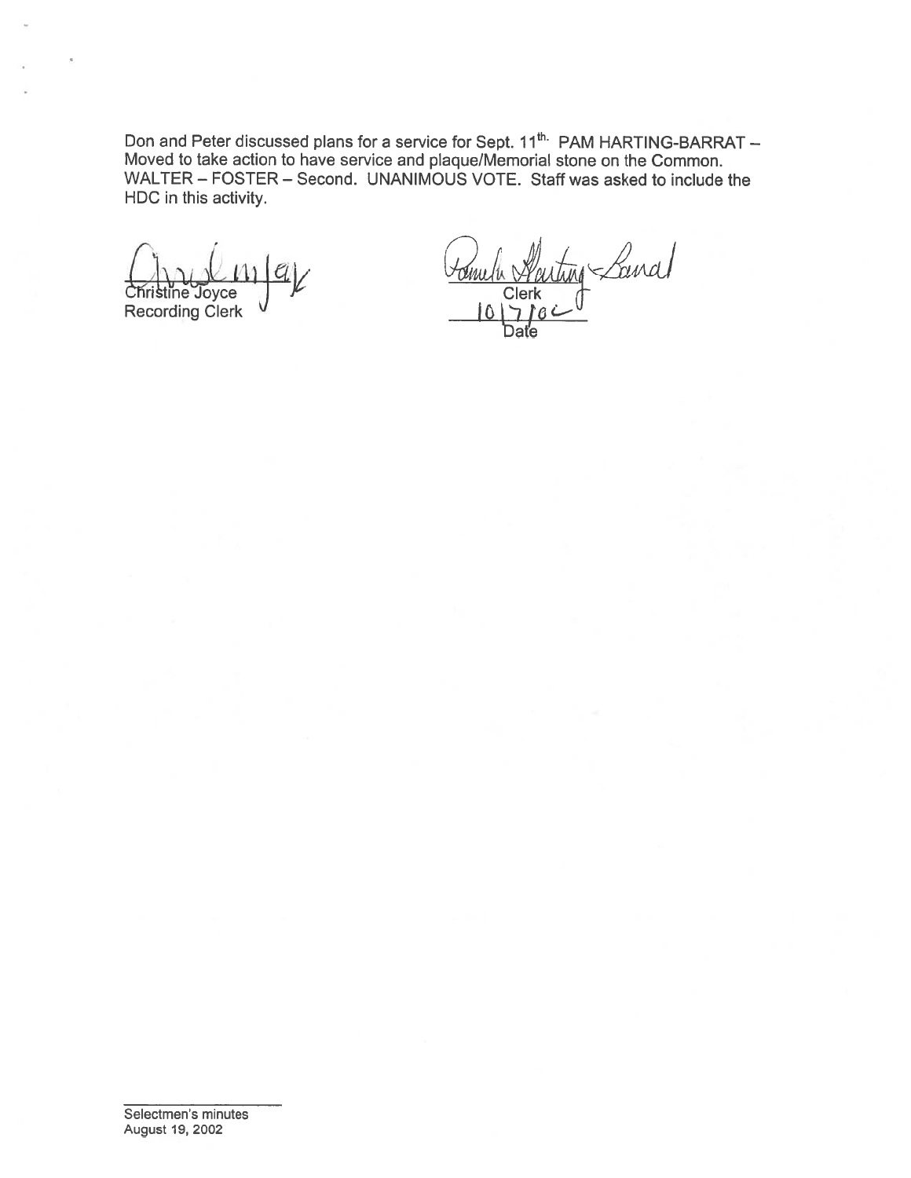Don and Peter discussed plans for a service for Sept. 11th. PAM HARTING-BARRAT – Moved to take action to have service and plaque/Memorial stone on the Common. WALTER – FOSTER – Second. UNANIMOUS VOTE. Staff was asked to include the HDC in this activity.

Christine Joyce
Recording Clerk

Clerk
10/7/02
Date

Selectmen's minutes
August 19, 2002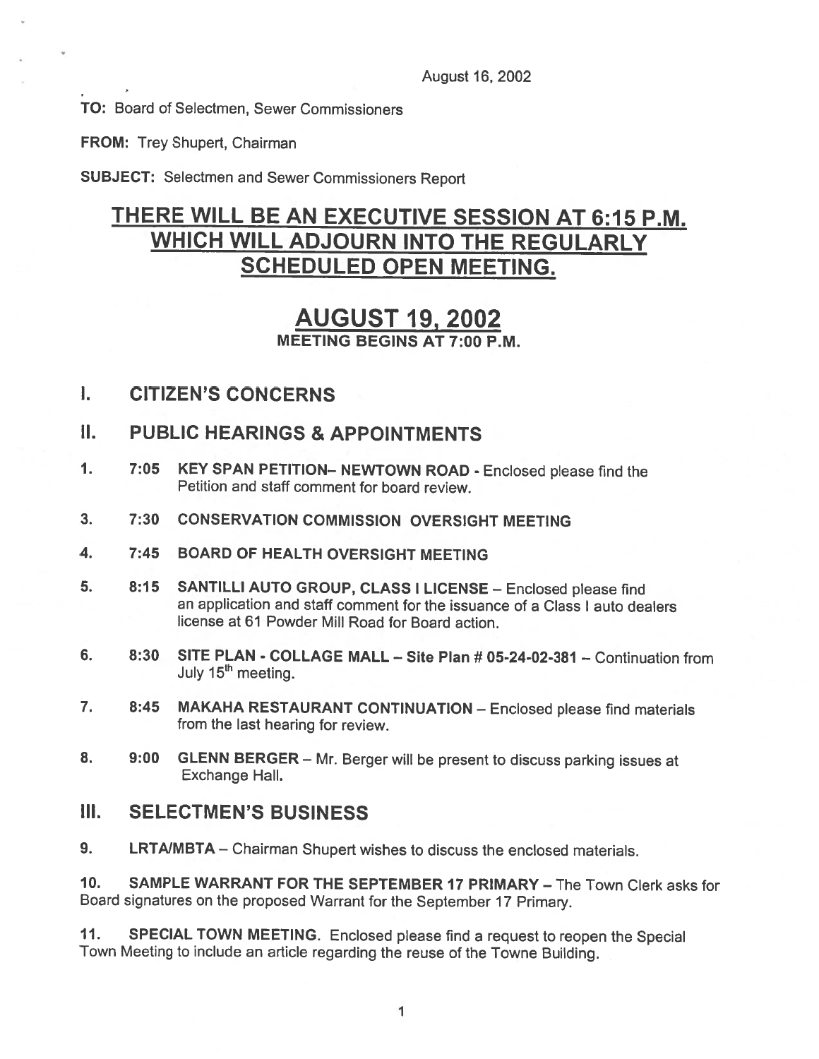August 16, 2002

**TO:** Board of Selectmen, Sewer Commissioners

**FROM:** Trey Shupert, Chairman

**SUBJECT:** Selectmen and Sewer Commissioners Report

# THERE WILL BE AN EXECUTIVE SESSION AT 6:15 P.M. WHICH WILL ADJOURN INTO THE REGULARLY SCHEDULED OPEN MEETING.

# AUGUST 19, 2002

**MEETING BEGINS AT 7:00 P.M.**

## I. CITIZEN'S CONCERNS

## II. PUBLIC HEARINGS & APPOINTMENTS

1. 7:05 **KEY SPAN PETITION– NEWTOWN ROAD** - Enclosed please find the Petition and staff comment for board review.

3. 7:30 **CONSERVATION COMMISSION OVERSIGHT MEETING**

4. 7:45 **BOARD OF HEALTH OVERSIGHT MEETING**

5. 8:15 **SANTILLI AUTO GROUP, CLASS I LICENSE** – Enclosed please find an application and staff comment for the issuance of a Class I auto dealers license at 61 Powder Mill Road for Board action.

6. 8:30 **SITE PLAN - COLLAGE MALL – Site Plan # 05-24-02-381** – Continuation from July 15th meeting.

7. 8:45 **MAKAHA RESTAURANT CONTINUATION** – Enclosed please find materials from the last hearing for review.

8. 9:00 **GLENN BERGER** – Mr. Berger will be present to discuss parking issues at Exchange Hall.

## III. SELECTMEN'S BUSINESS

9. **LRTA/MBTA** – Chairman Shupert wishes to discuss the enclosed materials.

10. **SAMPLE WARRANT FOR THE SEPTEMBER 17 PRIMARY** – The Town Clerk asks for Board signatures on the proposed Warrant for the September 17 Primary.

11. **SPECIAL TOWN MEETING.** Enclosed please find a request to reopen the Special Town Meeting to include an article regarding the reuse of the Towne Building.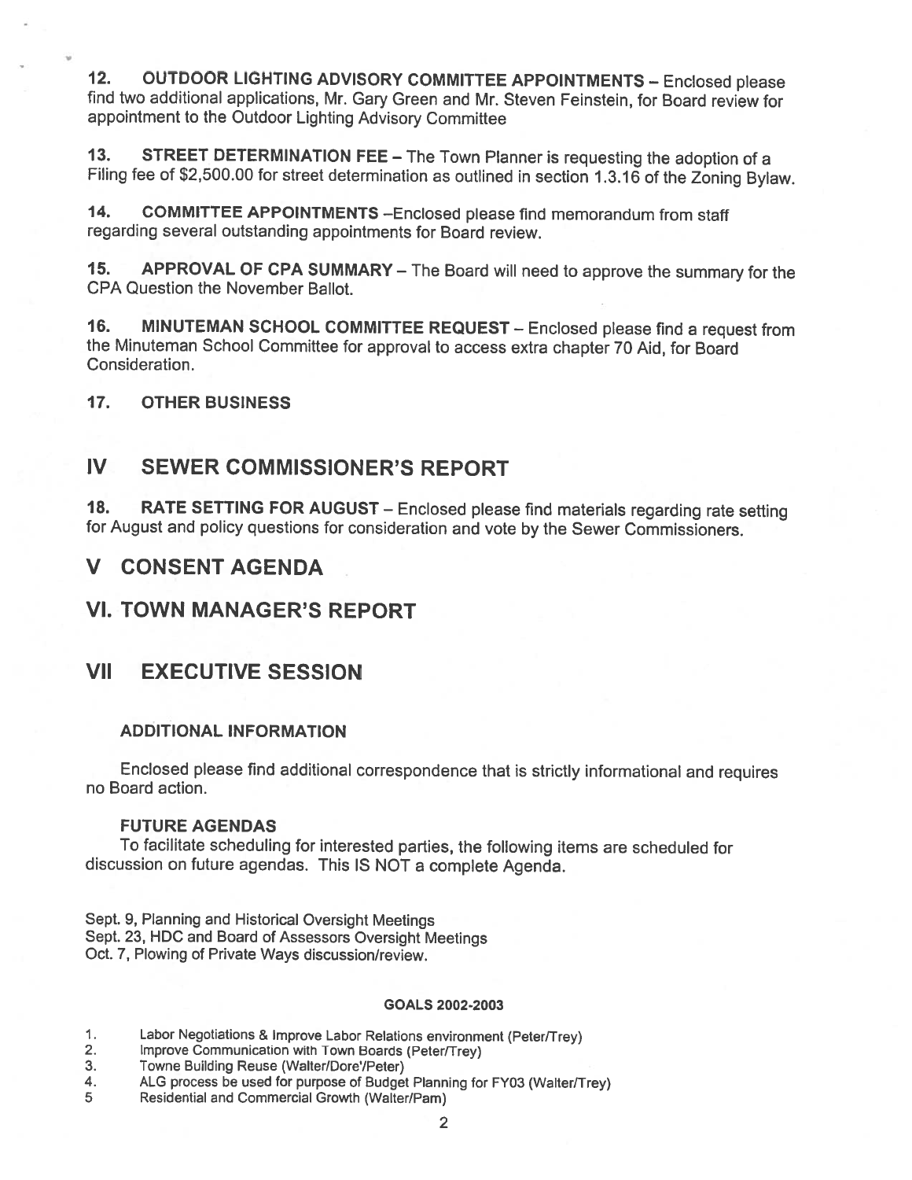12. **OUTDOOR LIGHTING ADVISORY COMMITTEE APPOINTMENTS** – Enclosed please find two additional applications, Mr. Gary Green and Mr. Steven Feinstein, for Board review for appointment to the Outdoor Lighting Advisory Committee

13. **STREET DETERMINATION FEE** – The Town Planner is requesting the adoption of a Filing fee of $2,500.00 for street determination as outlined in section 1.3.16 of the Zoning Bylaw.

14. **COMMITTEE APPOINTMENTS** –Enclosed please find memorandum from staff regarding several outstanding appointments for Board review.

15. **APPROVAL OF CPA SUMMARY** – The Board will need to approve the summary for the CPA Question the November Ballot.

16. **MINUTEMAN SCHOOL COMMITTEE REQUEST** – Enclosed please find a request from the Minuteman School Committee for approval to access extra chapter 70 Aid, for Board Consideration.

17. **OTHER BUSINESS**

## IV SEWER COMMISSIONER'S REPORT

18. **RATE SETTING FOR AUGUST** – Enclosed please find materials regarding rate setting for August and policy questions for consideration and vote by the Sewer Commissioners.

## V CONSENT AGENDA

## VI. TOWN MANAGER'S REPORT

## VII EXECUTIVE SESSION

### ADDITIONAL INFORMATION

Enclosed please find additional correspondence that is strictly informational and requires no Board action.

### FUTURE AGENDAS

To facilitate scheduling for interested parties, the following items are scheduled for discussion on future agendas. This IS NOT a complete Agenda.

Sept. 9, Planning and Historical Oversight Meetings
Sept. 23, HDC and Board of Assessors Oversight Meetings
Oct. 7, Plowing of Private Ways discussion/review.

**GOALS 2002-2003**

1. Labor Negotiations & Improve Labor Relations environment (Peter/Trey)
2. Improve Communication with Town Boards (Peter/Trey)
3. Towne Building Reuse (Walter/Dore'/Peter)
4. ALG process be used for purpose of Budget Planning for FY03 (Walter/Trey)
5. Residential and Commercial Growth (Walter/Pam)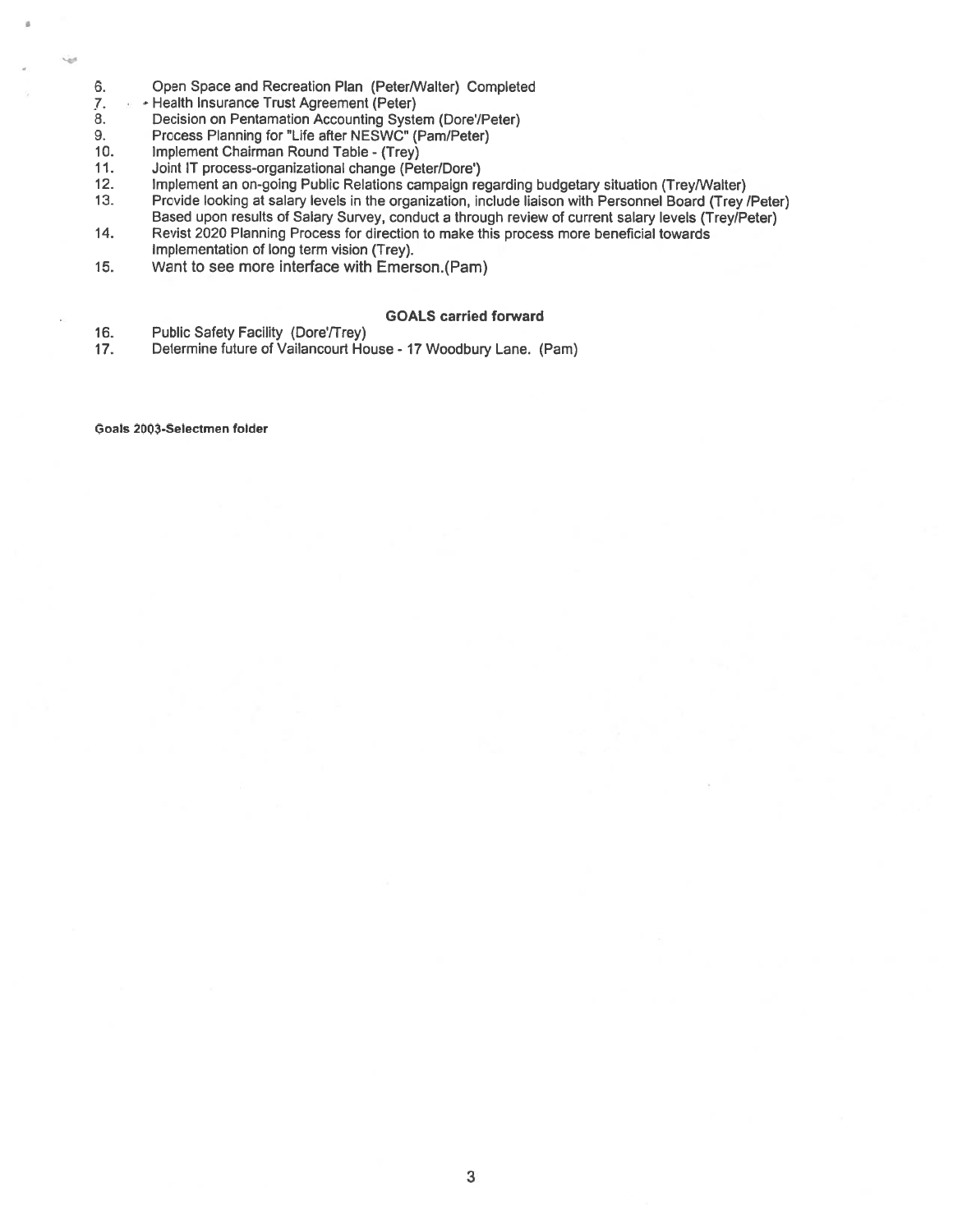6. Open Space and Recreation Plan (Peter/Walter) Completed
7. Health Insurance Trust Agreement (Peter)
8. Decision on Pentamation Accounting System (Dore'/Peter)
9. Process Planning for "Life after NESWC" (Pam/Peter)
10. Implement Chairman Round Table - (Trey)
11. Joint IT process-organizational change (Peter/Dore')
12. Implement an on-going Public Relations campaign regarding budgetary situation (Trey/Walter)
13. Provide looking at salary levels in the organization, include liaison with Personnel Board (Trey /Peter) Based upon results of Salary Survey, conduct a through review of current salary levels (Trey/Peter)
14. Revist 2020 Planning Process for direction to make this process more beneficial towards implementation of long term vision (Trey).
15. Want to see more interface with Emerson.(Pam)

**GOALS carried forward**

16. Public Safety Facility (Dore'/Trey)
17. Determine future of Vailancourt House - 17 Woodbury Lane. (Pam)

**Goals 2003-Selectmen folder**